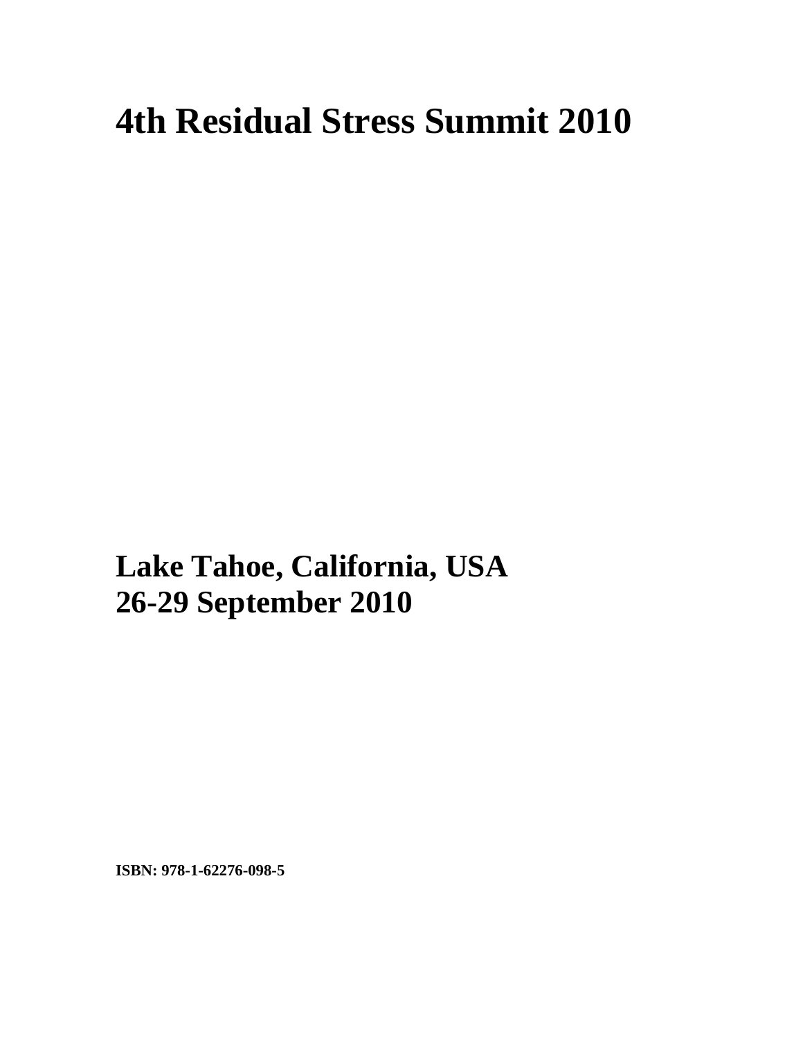# 4th Residual Stress Summit 2010

## Lake Tahoe, California, USA
## 26-29 September 2010

**ISBN: 978-1-62276-098-5**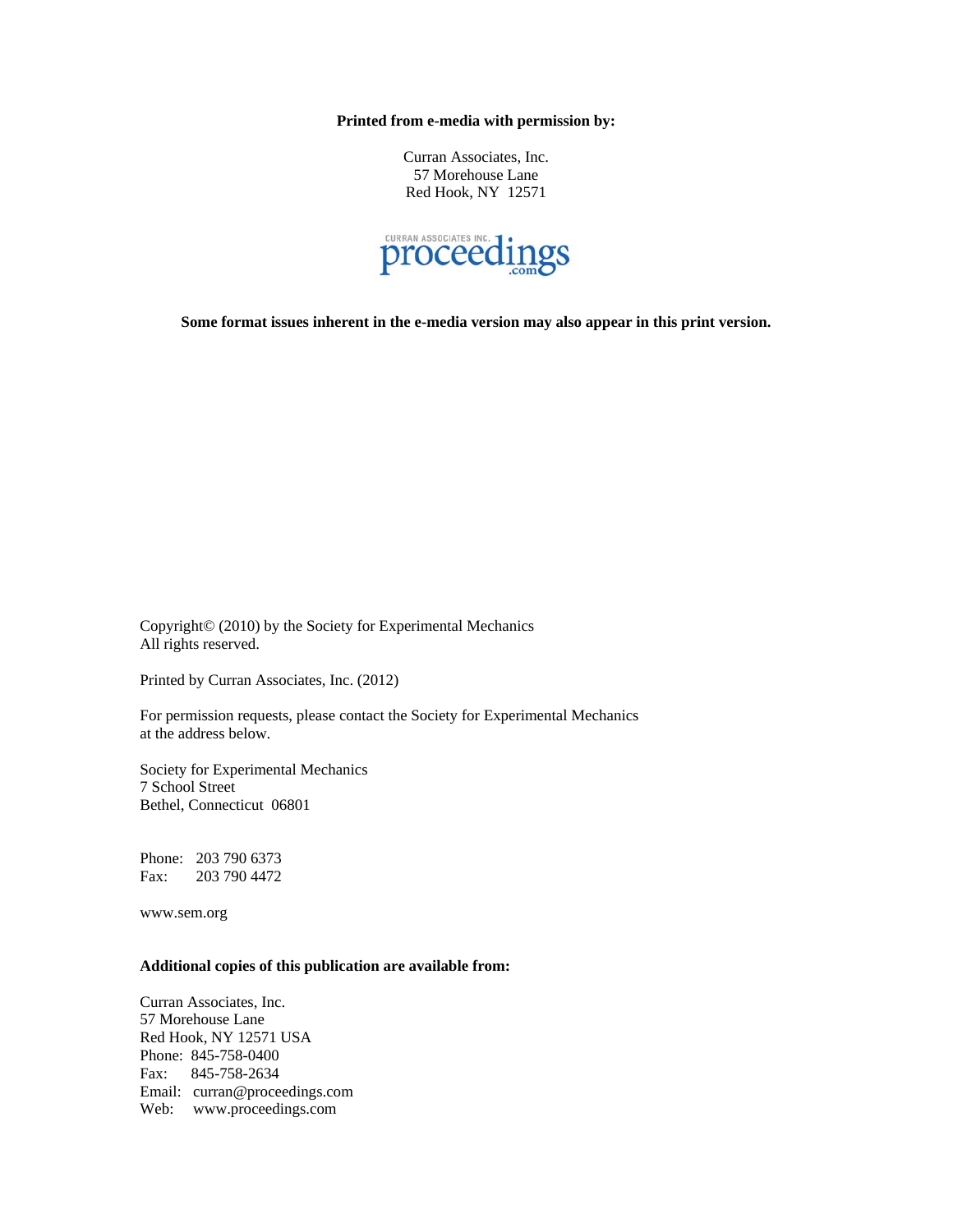**Printed from e-media with permission by:**

Curran Associates, Inc.
57 Morehouse Lane
Red Hook, NY 12571

CURRAN ASSOCIATES INC. proceedings .com

**Some format issues inherent in the e-media version may also appear in this print version.**

Copyright© (2010) by the Society for Experimental Mechanics
All rights reserved.

Printed by Curran Associates, Inc. (2012)

For permission requests, please contact the Society for Experimental Mechanics at the address below.

Society for Experimental Mechanics
7 School Street
Bethel, Connecticut 06801

Phone: 203 790 6373
Fax: 203 790 4472

www.sem.org

**Additional copies of this publication are available from:**

Curran Associates, Inc.
57 Morehouse Lane
Red Hook, NY 12571 USA
Phone: 845-758-0400
Fax: 845-758-2634
Email: curran@proceedings.com
Web: www.proceedings.com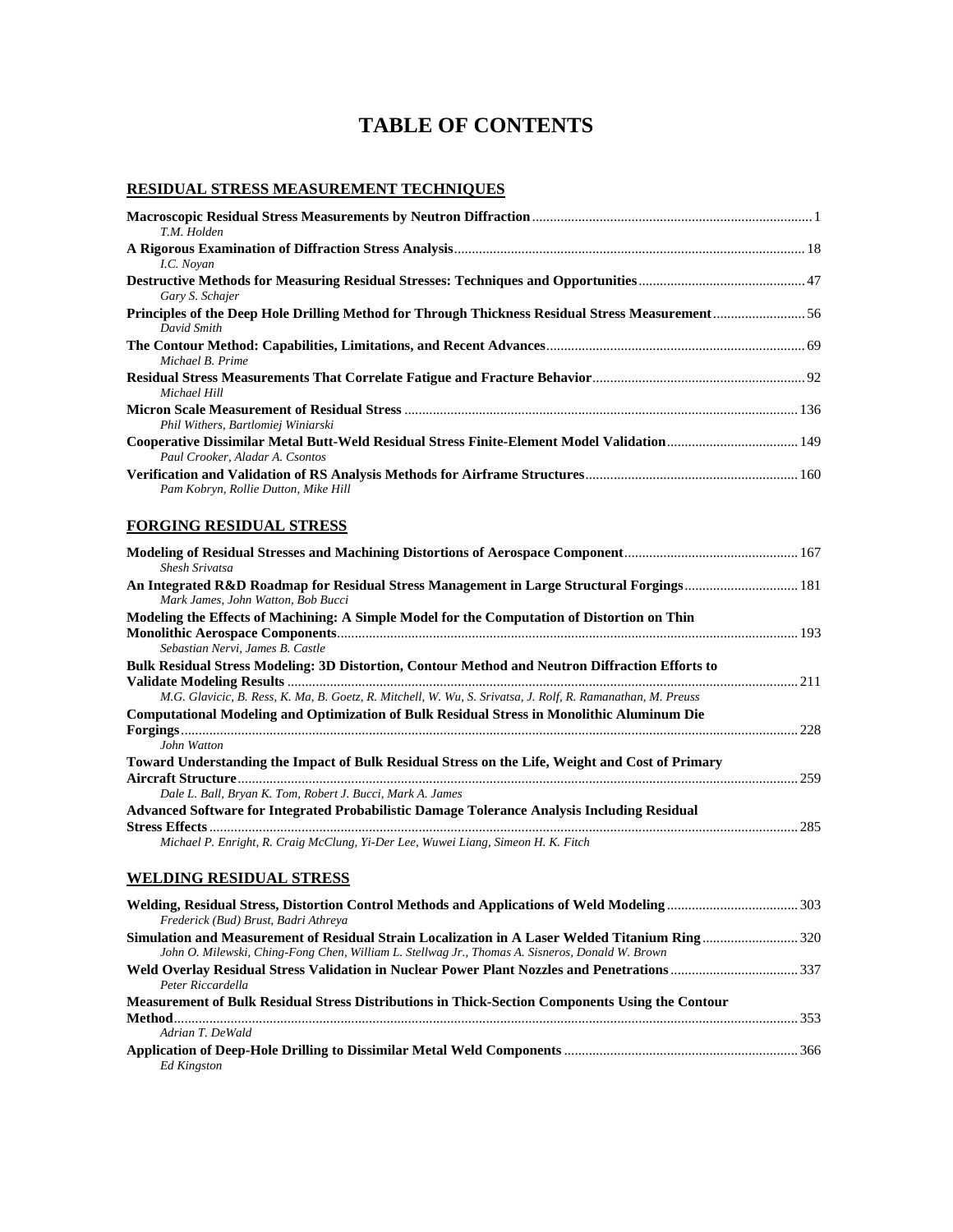# TABLE OF CONTENTS

## RESIDUAL STRESS MEASUREMENT TECHNIQUES

**Macroscopic Residual Stress Measurements by Neutron Diffraction** .......... 1
*T.M. Holden*

**A Rigorous Examination of Diffraction Stress Analysis** .......... 18
*I.C. Noyan*

**Destructive Methods for Measuring Residual Stresses: Techniques and Opportunities** .......... 47
*Gary S. Schajer*

**Principles of the Deep Hole Drilling Method for Through Thickness Residual Stress Measurement** .......... 56
*David Smith*

**The Contour Method: Capabilities, Limitations, and Recent Advances** .......... 69
*Michael B. Prime*

**Residual Stress Measurements That Correlate Fatigue and Fracture Behavior** .......... 92
*Michael Hill*

**Micron Scale Measurement of Residual Stress** .......... 136
*Phil Withers, Bartlomiej Winiarski*

**Cooperative Dissimilar Metal Butt-Weld Residual Stress Finite-Element Model Validation** .......... 149
*Paul Crooker, Aladar A. Csontos*

**Verification and Validation of RS Analysis Methods for Airframe Structures** .......... 160
*Pam Kobryn, Rollie Dutton, Mike Hill*

## FORGING RESIDUAL STRESS

**Modeling of Residual Stresses and Machining Distortions of Aerospace Component** .......... 167
*Shesh Srivatsa*

**An Integrated R&D Roadmap for Residual Stress Management in Large Structural Forgings** .......... 181
*Mark James, John Watton, Bob Bucci*

**Modeling the Effects of Machining: A Simple Model for the Computation of Distortion on Thin Monolithic Aerospace Components** .......... 193
*Sebastian Nervi, James B. Castle*

**Bulk Residual Stress Modeling: 3D Distortion, Contour Method and Neutron Diffraction Efforts to Validate Modeling Results** .......... 211
*M.G. Glavicic, B. Ress, K. Ma, B. Goetz, R. Mitchell, W. Wu, S. Srivatsa, J. Rolf, R. Ramanathan, M. Preuss*

**Computational Modeling and Optimization of Bulk Residual Stress in Monolithic Aluminum Die Forgings** .......... 228
*John Watton*

**Toward Understanding the Impact of Bulk Residual Stress on the Life, Weight and Cost of Primary Aircraft Structure** .......... 259
*Dale L. Ball, Bryan K. Tom, Robert J. Bucci, Mark A. James*

**Advanced Software for Integrated Probabilistic Damage Tolerance Analysis Including Residual Stress Effects** .......... 285
*Michael P. Enright, R. Craig McClung, Yi-Der Lee, Wuwei Liang, Simeon H. K. Fitch*

## WELDING RESIDUAL STRESS

**Welding, Residual Stress, Distortion Control Methods and Applications of Weld Modeling** .......... 303
*Frederick (Bud) Brust, Badri Athreya*

**Simulation and Measurement of Residual Strain Localization in A Laser Welded Titanium Ring** .......... 320
*John O. Milewski, Ching-Fong Chen, William L. Stellwag Jr., Thomas A. Sisneros, Donald W. Brown*

**Weld Overlay Residual Stress Validation in Nuclear Power Plant Nozzles and Penetrations** .......... 337
*Peter Riccardella*

**Measurement of Bulk Residual Stress Distributions in Thick-Section Components Using the Contour Method** .......... 353
*Adrian T. DeWald*

**Application of Deep-Hole Drilling to Dissimilar Metal Weld Components** .......... 366
*Ed Kingston*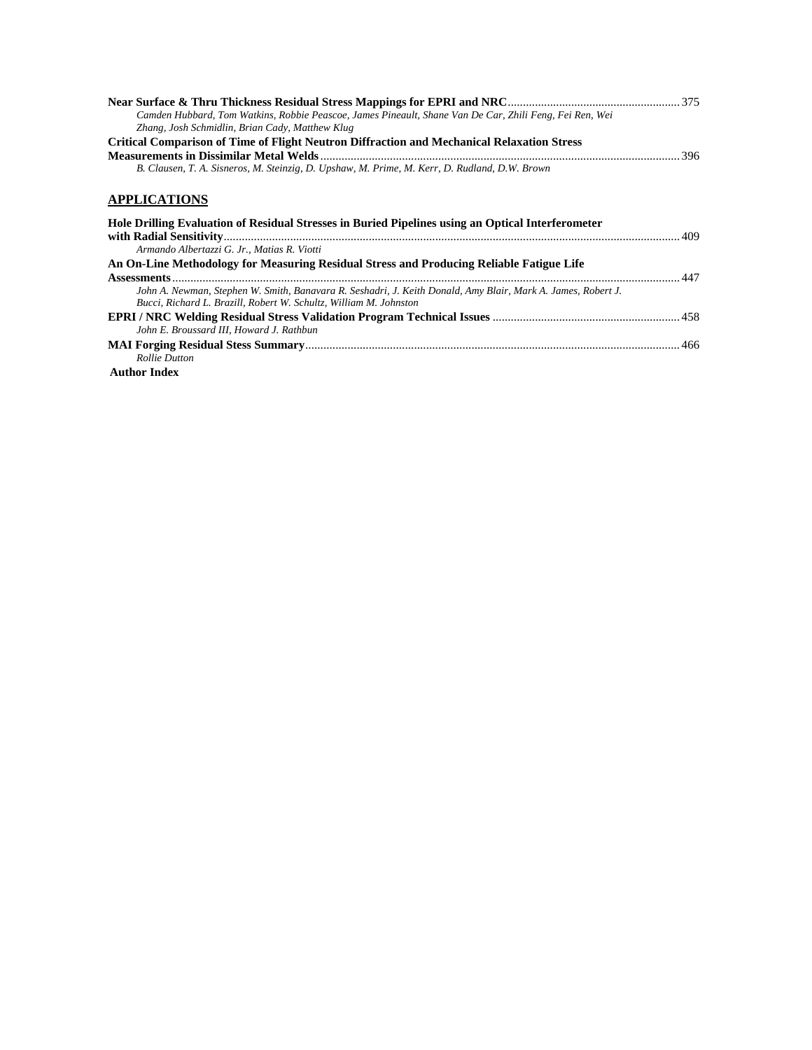**Near Surface & Thru Thickness Residual Stress Mappings for EPRI and NRC** ........................................................ 375
*Camden Hubbard, Tom Watkins, Robbie Peascoe, James Pineault, Shane Van De Car, Zhili Feng, Fei Ren, Wei Zhang, Josh Schmidlin, Brian Cady, Matthew Klug*

**Critical Comparison of Time of Flight Neutron Diffraction and Mechanical Relaxation Stress Measurements in Dissimilar Metal Welds** ........................................................ 396
*B. Clausen, T. A. Sisneros, M. Steinzig, D. Upshaw, M. Prime, M. Kerr, D. Rudland, D.W. Brown*

## APPLICATIONS

**Hole Drilling Evaluation of Residual Stresses in Buried Pipelines using an Optical Interferometer with Radial Sensitivity** ........................................................ 409
*Armando Albertazzi G. Jr., Matias R. Viotti*

**An On-Line Methodology for Measuring Residual Stress and Producing Reliable Fatigue Life Assessments** ........................................................ 447
*John A. Newman, Stephen W. Smith, Banavara R. Seshadri, J. Keith Donald, Amy Blair, Mark A. James, Robert J. Bucci, Richard L. Brazill, Robert W. Schultz, William M. Johnston*

**EPRI / NRC Welding Residual Stress Validation Program Technical Issues** ........................................................ 458
*John E. Broussard III, Howard J. Rathbun*

**MAI Forging Residual Stess Summary** ........................................................ 466
*Rollie Dutton*

**Author Index**